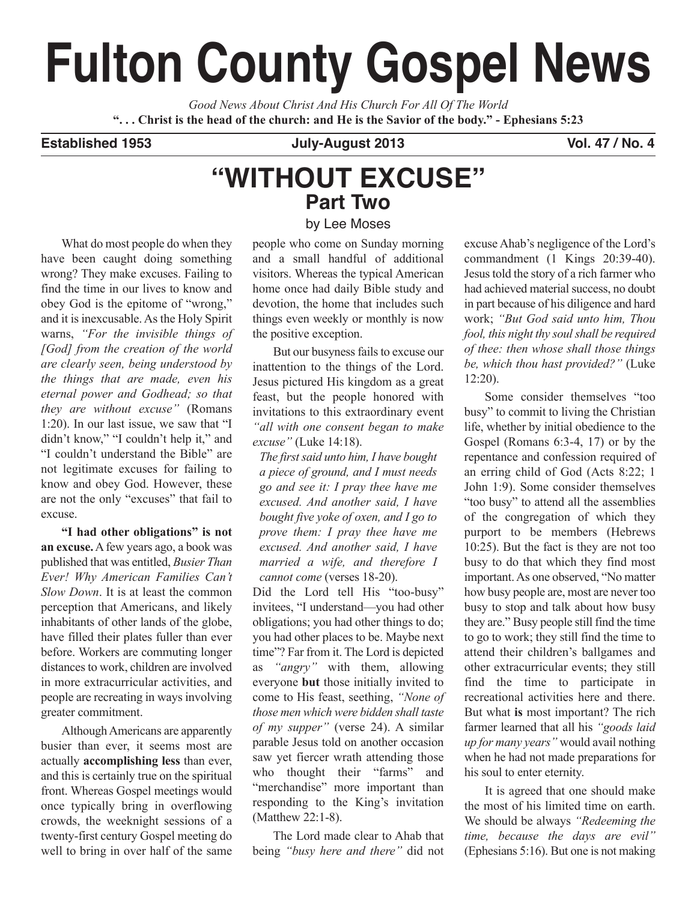# Fulton County Gospel News

*Good News About Christ And His Church For All Of The World*

**". . . Christ is the head of the church: and He is the Savior of the body." - Ephesians 5:23**

**Established 1953** **July-August 2013** **Vol. 47 / No. 4**

## "WITHOUT EXCUSE"
### Part Two

by Lee Moses

What do most people do when they have been caught doing something wrong? They make excuses. Failing to find the time in our lives to know and obey God is the epitome of "wrong," and it is inexcusable. As the Holy Spirit warns, *"For the invisible things of [God] from the creation of the world are clearly seen, being understood by the things that are made, even his eternal power and Godhead; so that they are without excuse"* (Romans 1:20). In our last issue, we saw that "I didn't know," "I couldn't help it," and "I couldn't understand the Bible" are not legitimate excuses for failing to know and obey God. However, these are not the only "excuses" that fail to excuse.

**"I had other obligations" is not an excuse.** A few years ago, a book was published that was entitled, *Busier Than Ever! Why American Families Can't Slow Down*. It is at least the common perception that Americans, and likely inhabitants of other lands of the globe, have filled their plates fuller than ever before. Workers are commuting longer distances to work, children are involved in more extracurricular activities, and people are recreating in ways involving greater commitment.

Although Americans are apparently busier than ever, it seems most are actually **accomplishing less** than ever, and this is certainly true on the spiritual front. Whereas Gospel meetings would once typically bring in overflowing crowds, the weeknight sessions of a twenty-first century Gospel meeting do well to bring in over half of the same people who come on Sunday morning and a small handful of additional visitors. Whereas the typical American home once had daily Bible study and devotion, the home that includes such things even weekly or monthly is now the positive exception.

But our busyness fails to excuse our inattention to the things of the Lord. Jesus pictured His kingdom as a great feast, but the people honored with invitations to this extraordinary event *"all with one consent began to make excuse"* (Luke 14:18).

> *The first said unto him, I have bought a piece of ground, and I must needs go and see it: I pray thee have me excused. And another said, I have bought five yoke of oxen, and I go to prove them: I pray thee have me excused. And another said, I have married a wife, and therefore I cannot come* (verses 18-20).

Did the Lord tell His "too-busy" invitees, "I understand—you had other obligations; you had other things to do; you had other places to be. Maybe next time"? Far from it. The Lord is depicted as *"angry"* with them, allowing everyone **but** those initially invited to come to His feast, seething, *"None of those men which were bidden shall taste of my supper"* (verse 24). A similar parable Jesus told on another occasion saw yet fiercer wrath attending those who thought their "farms" and "merchandise" more important than responding to the King's invitation (Matthew 22:1-8).

The Lord made clear to Ahab that being *"busy here and there"* did not excuse Ahab's negligence of the Lord's commandment (1 Kings 20:39-40). Jesus told the story of a rich farmer who had achieved material success, no doubt in part because of his diligence and hard work; *"But God said unto him, Thou fool, this night thy soul shall be required of thee: then whose shall those things be, which thou hast provided?"* (Luke 12:20).

Some consider themselves "too busy" to commit to living the Christian life, whether by initial obedience to the Gospel (Romans 6:3-4, 17) or by the repentance and confession required of an erring child of God (Acts 8:22; 1 John 1:9). Some consider themselves "too busy" to attend all the assemblies of the congregation of which they purport to be members (Hebrews 10:25). But the fact is they are not too busy to do that which they find most important. As one observed, "No matter how busy people are, most are never too busy to stop and talk about how busy they are." Busy people still find the time to go to work; they still find the time to attend their children's ballgames and other extracurricular events; they still find the time to participate in recreational activities here and there. But what **is** most important? The rich farmer learned that all his *"goods laid up for many years"* would avail nothing when he had not made preparations for his soul to enter eternity.

It is agreed that one should make the most of his limited time on earth. We should be always *"Redeeming the time, because the days are evil"* (Ephesians 5:16). But one is not making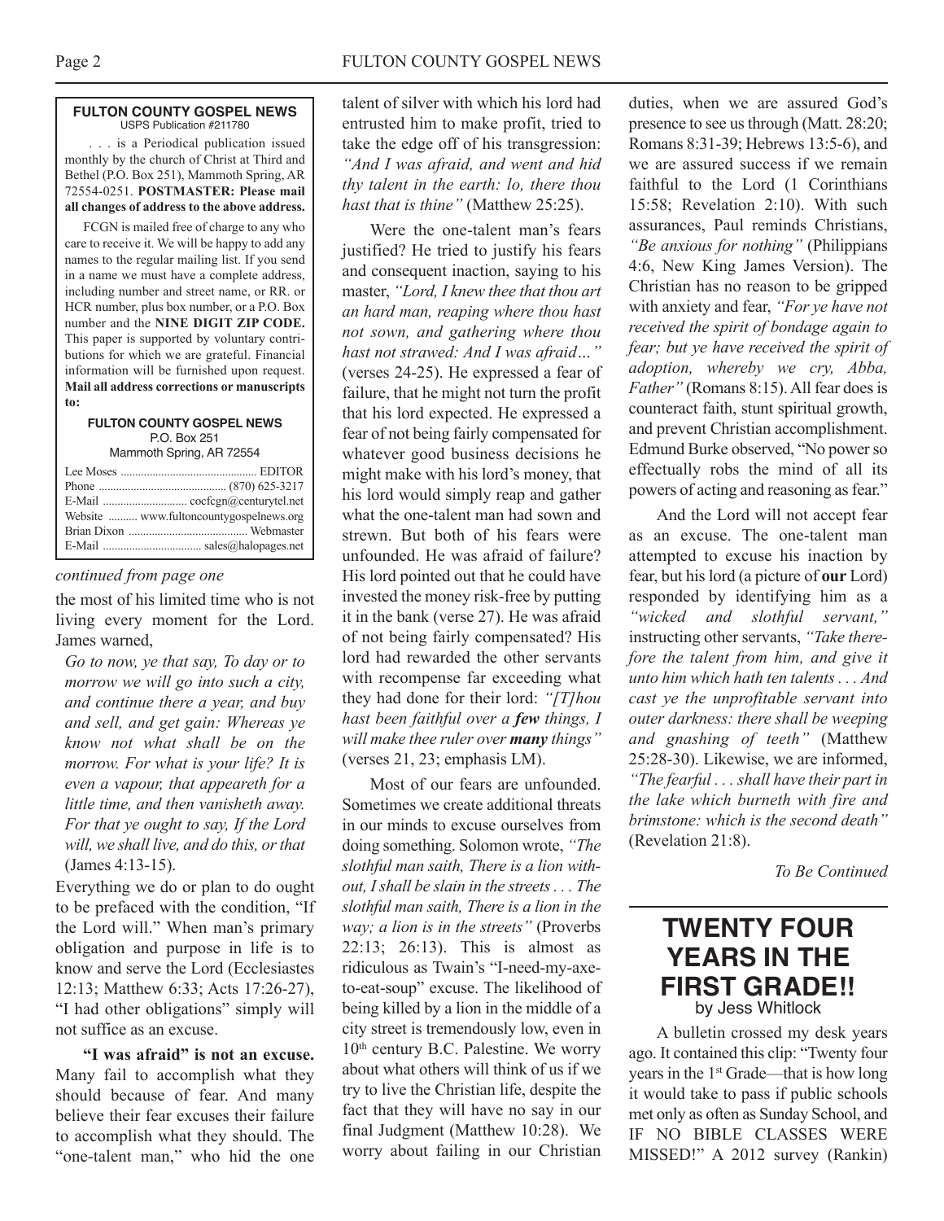**FULTON COUNTY GOSPEL NEWS**
USPS Publication #211780

. . . is a Periodical publication issued monthly by the church of Christ at Third and Bethel (P.O. Box 251), Mammoth Spring, AR 72554-0251. **POSTMASTER: Please mail all changes of address to the above address.**

FCGN is mailed free of charge to any who care to receive it. We will be happy to add any names to the regular mailing list. If you send in a name we must have a complete address, including number and street name, or RR. or HCR number, plus box number, or a P.O. Box number and the **NINE DIGIT ZIP CODE.** This paper is supported by voluntary contributions for which we are grateful. Financial information will be furnished upon request. **Mail all address corrections or manuscripts to:**

**FULTON COUNTY GOSPEL NEWS**
P.O. Box 251
Mammoth Spring, AR 72554

Lee Moses .............................................. EDITOR
Phone ............................................ (870) 625-3217
E-Mail ............................ cocfcgn@centurytel.net
Website .......... www.fultoncountygospelnews.org
Brian Dixon ......................................... Webmaster
E-Mail ................................. sales@halopages.net

*continued from page one*

the most of his limited time who is not living every moment for the Lord. James warned,

> *Go to now, ye that say, To day or to morrow we will go into such a city, and continue there a year, and buy and sell, and get gain: Whereas ye know not what shall be on the morrow. For what is your life? It is even a vapour, that appeareth for a little time, and then vanisheth away. For that ye ought to say, If the Lord will, we shall live, and do this, or that* (James 4:13-15).

Everything we do or plan to do ought to be prefaced with the condition, "If the Lord will." When man's primary obligation and purpose in life is to know and serve the Lord (Ecclesiastes 12:13; Matthew 6:33; Acts 17:26-27), "I had other obligations" simply will not suffice as an excuse.

**"I was afraid" is not an excuse.** Many fail to accomplish what they should because of fear. And many believe their fear excuses their failure to accomplish what they should. The "one-talent man," who hid the one talent of silver with which his lord had entrusted him to make profit, tried to take the edge off of his transgression: *"And I was afraid, and went and hid thy talent in the earth: lo, there thou hast that is thine"* (Matthew 25:25).

Were the one-talent man's fears justified? He tried to justify his fears and consequent inaction, saying to his master, *"Lord, I knew thee that thou art an hard man, reaping where thou hast not sown, and gathering where thou hast not strawed: And I was afraid…"* (verses 24-25). He expressed a fear of failure, that he might not turn the profit that his lord expected. He expressed a fear of not being fairly compensated for whatever good business decisions he might make with his lord's money, that his lord would simply reap and gather what the one-talent man had sown and strewn. But both of his fears were unfounded. He was afraid of failure? His lord pointed out that he could have invested the money risk-free by putting it in the bank (verse 27). He was afraid of not being fairly compensated? His lord had rewarded the other servants with recompense far exceeding what they had done for their lord: *"[T]hou hast been faithful over a **few** things, I will make thee ruler over **many** things"* (verses 21, 23; emphasis LM).

Most of our fears are unfounded. Sometimes we create additional threats in our minds to excuse ourselves from doing something. Solomon wrote, *"The slothful man saith, There is a lion without, I shall be slain in the streets . . . The slothful man saith, There is a lion in the way; a lion is in the streets"* (Proverbs 22:13; 26:13). This is almost as ridiculous as Twain's "I-need-my-axe-to-eat-soup" excuse. The likelihood of being killed by a lion in the middle of a city street is tremendously low, even in 10th century B.C. Palestine. We worry about what others will think of us if we try to live the Christian life, despite the fact that they will have no say in our final Judgment (Matthew 10:28). We worry about failing in our Christian duties, when we are assured God's presence to see us through (Matt. 28:20; Romans 8:31-39; Hebrews 13:5-6), and we are assured success if we remain faithful to the Lord (1 Corinthians 15:58; Revelation 2:10). With such assurances, Paul reminds Christians, *"Be anxious for nothing"* (Philippians 4:6, New King James Version). The Christian has no reason to be gripped with anxiety and fear, *"For ye have not received the spirit of bondage again to fear; but ye have received the spirit of adoption, whereby we cry, Abba, Father"* (Romans 8:15). All fear does is counteract faith, stunt spiritual growth, and prevent Christian accomplishment. Edmund Burke observed, "No power so effectually robs the mind of all its powers of acting and reasoning as fear."

And the Lord will not accept fear as an excuse. The one-talent man attempted to excuse his inaction by fear, but his lord (a picture of **our** Lord) responded by identifying him as a *"wicked and slothful servant,"* instructing other servants, *"Take therefore the talent from him, and give it unto him which hath ten talents . . . And cast ye the unprofitable servant into outer darkness: there shall be weeping and gnashing of teeth"* (Matthew 25:28-30). Likewise, we are informed, *"The fearful . . . shall have their part in the lake which burneth with fire and brimstone: which is the second death"* (Revelation 21:8).

*To Be Continued*

## TWENTY FOUR YEARS IN THE FIRST GRADE!!

by Jess Whitlock

A bulletin crossed my desk years ago. It contained this clip: "Twenty four years in the 1st Grade—that is how long it would take to pass if public schools met only as often as Sunday School, and IF NO BIBLE CLASSES WERE MISSED!" A 2012 survey (Rankin)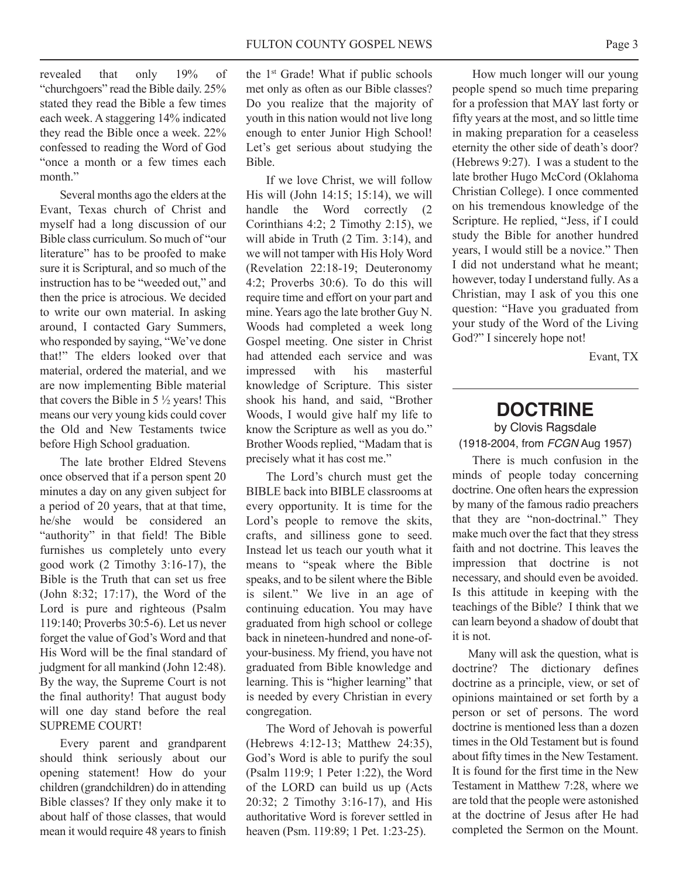revealed that only 19% of "churchgoers" read the Bible daily. 25% stated they read the Bible a few times each week. A staggering 14% indicated they read the Bible once a week. 22% confessed to reading the Word of God "once a month or a few times each month."

Several months ago the elders at the Evant, Texas church of Christ and myself had a long discussion of our Bible class curriculum. So much of "our literature" has to be proofed to make sure it is Scriptural, and so much of the instruction has to be "weeded out," and then the price is atrocious. We decided to write our own material. In asking around, I contacted Gary Summers, who responded by saying, "We've done that!" The elders looked over that material, ordered the material, and we are now implementing Bible material that covers the Bible in 5 ½ years! This means our very young kids could cover the Old and New Testaments twice before High School graduation.

The late brother Eldred Stevens once observed that if a person spent 20 minutes a day on any given subject for a period of 20 years, that at that time, he/she would be considered an "authority" in that field! The Bible furnishes us completely unto every good work (2 Timothy 3:16-17), the Bible is the Truth that can set us free (John 8:32; 17:17), the Word of the Lord is pure and righteous (Psalm 119:140; Proverbs 30:5-6). Let us never forget the value of God's Word and that His Word will be the final standard of judgment for all mankind (John 12:48). By the way, the Supreme Court is not the final authority! That august body will one day stand before the real SUPREME COURT!

Every parent and grandparent should think seriously about our opening statement! How do your children (grandchildren) do in attending Bible classes? If they only make it to about half of those classes, that would mean it would require 48 years to finish the 1st Grade! What if public schools met only as often as our Bible classes? Do you realize that the majority of youth in this nation would not live long enough to enter Junior High School! Let's get serious about studying the Bible.

If we love Christ, we will follow His will (John 14:15; 15:14), we will handle the Word correctly (2 Corinthians 4:2; 2 Timothy 2:15), we will abide in Truth (2 Tim. 3:14), and we will not tamper with His Holy Word (Revelation 22:18-19; Deuteronomy 4:2; Proverbs 30:6). To do this will require time and effort on your part and mine. Years ago the late brother Guy N. Woods had completed a week long Gospel meeting. One sister in Christ had attended each service and was impressed with his masterful knowledge of Scripture. This sister shook his hand, and said, "Brother Woods, I would give half my life to know the Scripture as well as you do." Brother Woods replied, "Madam that is precisely what it has cost me."

The Lord's church must get the BIBLE back into BIBLE classrooms at every opportunity. It is time for the Lord's people to remove the skits, crafts, and silliness gone to seed. Instead let us teach our youth what it means to "speak where the Bible speaks, and to be silent where the Bible is silent." We live in an age of continuing education. You may have graduated from high school or college back in nineteen-hundred and none-of-your-business. My friend, you have not graduated from Bible knowledge and learning. This is "higher learning" that is needed by every Christian in every congregation.

The Word of Jehovah is powerful (Hebrews 4:12-13; Matthew 24:35), God's Word is able to purify the soul (Psalm 119:9; 1 Peter 1:22), the Word of the LORD can build us up (Acts 20:32; 2 Timothy 3:16-17), and His authoritative Word is forever settled in heaven (Psm. 119:89; 1 Pet. 1:23-25).

How much longer will our young people spend so much time preparing for a profession that MAY last forty or fifty years at the most, and so little time in making preparation for a ceaseless eternity the other side of death's door? (Hebrews 9:27). I was a student to the late brother Hugo McCord (Oklahoma Christian College). I once commented on his tremendous knowledge of the Scripture. He replied, "Jess, if I could study the Bible for another hundred years, I would still be a novice." Then I did not understand what he meant; however, today I understand fully. As a Christian, may I ask of you this one question: "Have you graduated from your study of the Word of the Living God?" I sincerely hope not!

Evant, TX

## DOCTRINE

by Clovis Ragsdale
(1918-2004, from *FCGN* Aug 1957)

There is much confusion in the minds of people today concerning doctrine. One often hears the expression by many of the famous radio preachers that they are "non-doctrinal." They make much over the fact that they stress faith and not doctrine. This leaves the impression that doctrine is not necessary, and should even be avoided. Is this attitude in keeping with the teachings of the Bible? I think that we can learn beyond a shadow of doubt that it is not.

Many will ask the question, what is doctrine? The dictionary defines doctrine as a principle, view, or set of opinions maintained or set forth by a person or set of persons. The word doctrine is mentioned less than a dozen times in the Old Testament but is found about fifty times in the New Testament. It is found for the first time in the New Testament in Matthew 7:28, where we are told that the people were astonished at the doctrine of Jesus after He had completed the Sermon on the Mount.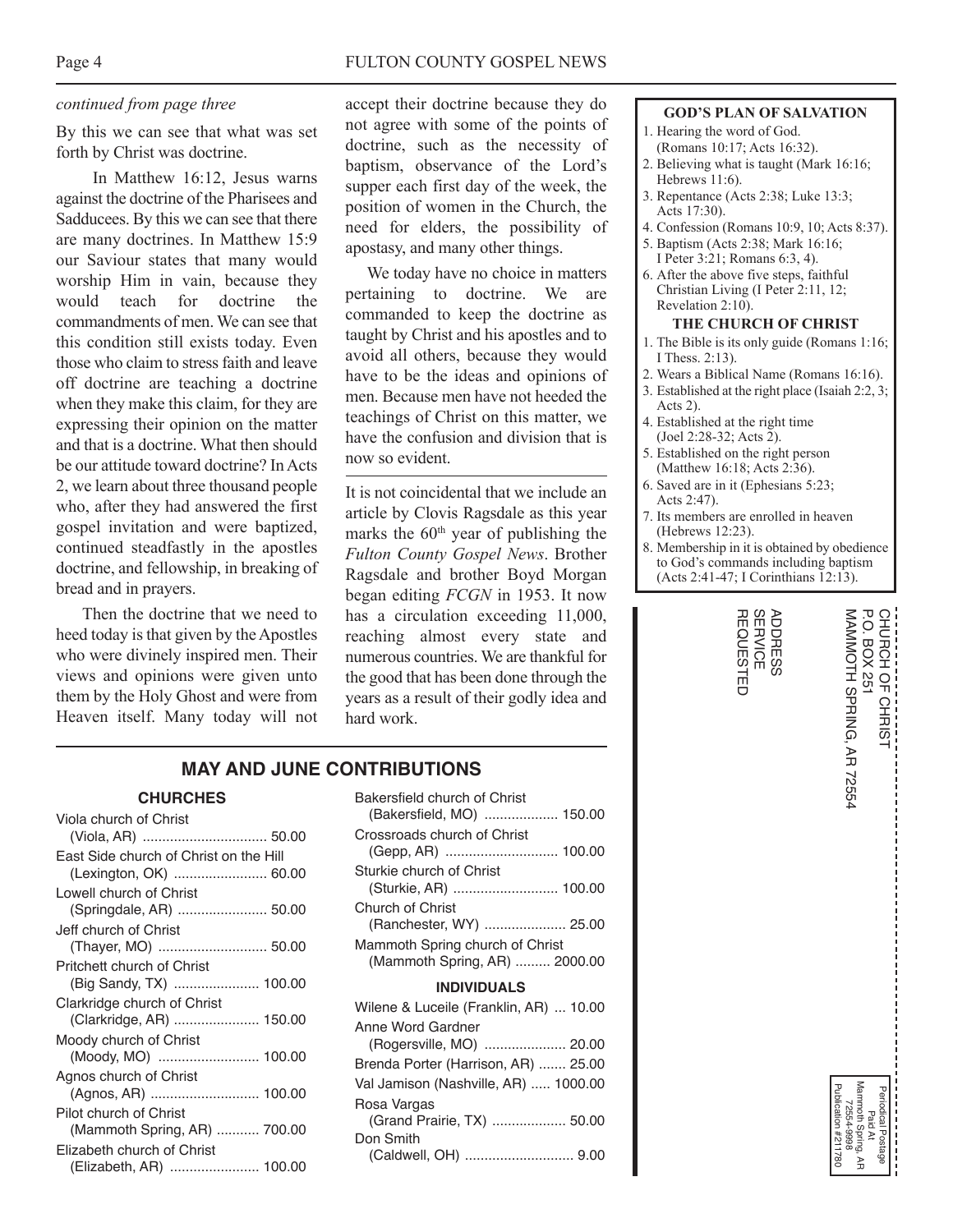*continued from page three*

By this we can see that what was set forth by Christ was doctrine.

In Matthew 16:12, Jesus warns against the doctrine of the Pharisees and Sadducees. By this we can see that there are many doctrines. In Matthew 15:9 our Saviour states that many would worship Him in vain, because they would teach for doctrine the commandments of men. We can see that this condition still exists today. Even those who claim to stress faith and leave off doctrine are teaching a doctrine when they make this claim, for they are expressing their opinion on the matter and that is a doctrine. What then should be our attitude toward doctrine? In Acts 2, we learn about three thousand people who, after they had answered the first gospel invitation and were baptized, continued steadfastly in the apostles doctrine, and fellowship, in breaking of bread and in prayers.

Then the doctrine that we need to heed today is that given by the Apostles who were divinely inspired men. Their views and opinions were given unto them by the Holy Ghost and were from Heaven itself. Many today will not accept their doctrine because they do not agree with some of the points of doctrine, such as the necessity of baptism, observance of the Lord's supper each first day of the week, the position of women in the Church, the need for elders, the possibility of apostasy, and many other things.

We today have no choice in matters pertaining to doctrine. We are commanded to keep the doctrine as taught by Christ and his apostles and to avoid all others, because they would have to be the ideas and opinions of men. Because men have not heeded the teachings of Christ on this matter, we have the confusion and division that is now so evident.

---

It is not coincidental that we include an article by Clovis Ragsdale as this year marks the 60th year of publishing the *Fulton County Gospel News*. Brother Ragsdale and brother Boyd Morgan began editing *FCGN* in 1953. It now has a circulation exceeding 11,000, reaching almost every state and numerous countries. We are thankful for the good that has been done through the years as a result of their godly idea and hard work.

**GOD'S PLAN OF SALVATION**

1. Hearing the word of God. (Romans 10:17; Acts 16:32).
2. Believing what is taught (Mark 16:16; Hebrews 11:6).
3. Repentance (Acts 2:38; Luke 13:3; Acts 17:30).
4. Confession (Romans 10:9, 10; Acts 8:37).
5. Baptism (Acts 2:38; Mark 16:16; I Peter 3:21; Romans 6:3, 4).
6. After the above five steps, faithful Christian Living (I Peter 2:11, 12; Revelation 2:10).

**THE CHURCH OF CHRIST**

1. The Bible is its only guide (Romans 1:16; I Thess. 2:13).
2. Wears a Biblical Name (Romans 16:16).
3. Established at the right place (Isaiah 2:2, 3; Acts 2).
4. Established at the right time (Joel 2:28-32; Acts 2).
5. Established on the right person (Matthew 16:18; Acts 2:36).
6. Saved are in it (Ephesians 5:23; Acts 2:47).
7. Its members are enrolled in heaven (Hebrews 12:23).
8. Membership in it is obtained by obedience to God's commands including baptism (Acts 2:41-47; I Corinthians 12:13).

CHURCH OF CHRIST
P.O. BOX 251
MAMMOTH SPRING, AR 72554

ADDRESS
SERVICE
REQUESTED

Periodical Postage
Paid At
Mammoth Spring, AR
72554-9998
Publication #211780

## MAY AND JUNE CONTRIBUTIONS

### CHURCHES

Viola church of Christ (Viola, AR) ................................ 50.00
East Side church of Christ on the Hill (Lexington, OK) ........................ 60.00
Lowell church of Christ (Springdale, AR) ....................... 50.00
Jeff church of Christ (Thayer, MO) ............................ 50.00
Pritchett church of Christ (Big Sandy, TX) ...................... 100.00
Clarkridge church of Christ (Clarkridge, AR) ...................... 150.00
Moody church of Christ (Moody, MO) .......................... 100.00
Agnos church of Christ (Agnos, AR) ............................ 100.00
Pilot church of Christ (Mammoth Spring, AR) ........... 700.00
Elizabeth church of Christ (Elizabeth, AR) ....................... 100.00
Bakersfield church of Christ (Bakersfield, MO) ................... 150.00
Crossroads church of Christ (Gepp, AR) ............................. 100.00
Sturkie church of Christ (Sturkie, AR) ........................... 100.00
Church of Christ (Ranchester, WY) ..................... 25.00
Mammoth Spring church of Christ (Mammoth Spring, AR) ......... 2000.00

### INDIVIDUALS

Wilene & Luceile (Franklin, AR) ... 10.00
Anne Word Gardner (Rogersville, MO) ..................... 20.00
Brenda Porter (Harrison, AR) ....... 25.00
Val Jamison (Nashville, AR) ..... 1000.00
Rosa Vargas (Grand Prairie, TX) ................... 50.00
Don Smith (Caldwell, OH) ............................ 9.00